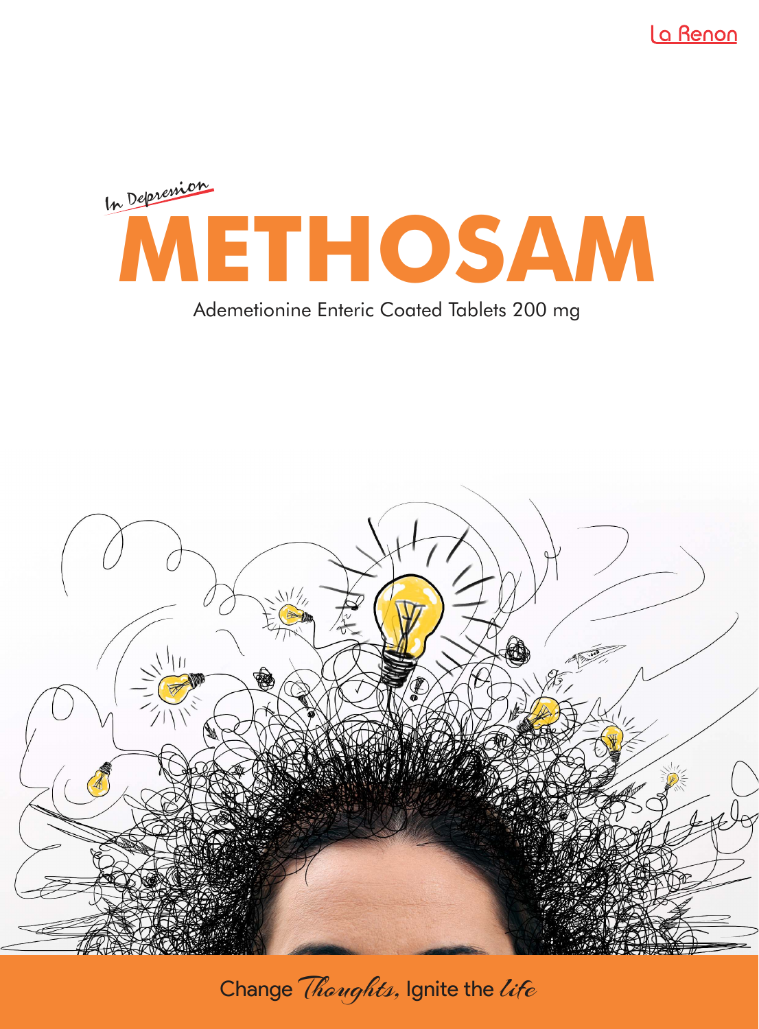La Renon

*In Depression*

# METHOSAM

Ademetionine Enteric Coated Tablets 200 mg

Change *Thoughts*, Ignite the *life*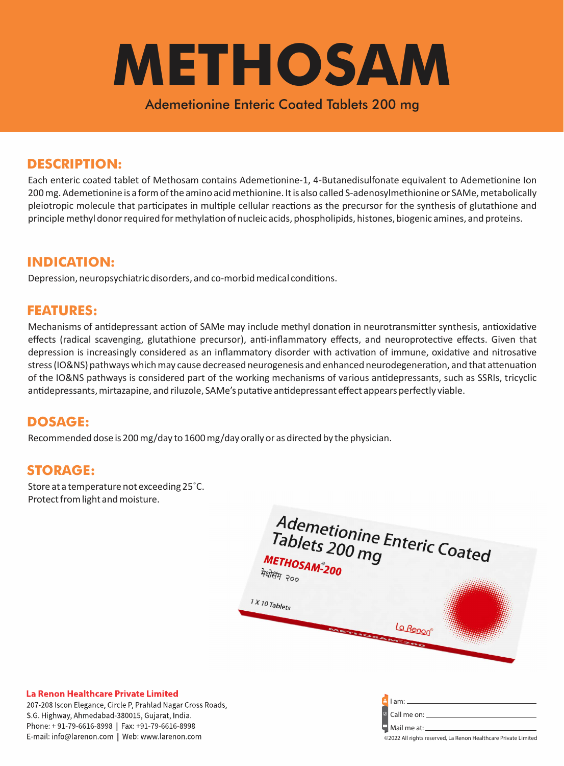# METHOSAM

Ademetionine Enteric Coated Tablets 200 mg

## DESCRIPTION:

Each enteric coated tablet of Methosam contains Ademetionine-1, 4-Butanedisulfonate equivalent to Ademetionine Ion 200 mg. Ademetionine is a form of the amino acid methionine. It is also called S-adenosylmethionine or SAMe, metabolically pleiotropic molecule that participates in multiple cellular reactions as the precursor for the synthesis of glutathione and principle methyl donor required for methylation of nucleic acids, phospholipids, histones, biogenic amines, and proteins.

## INDICATION:

Depression, neuropsychiatric disorders, and co-morbid medical conditions.

## FEATURES:

Mechanisms of antidepressant action of SAMe may include methyl donation in neurotransmitter synthesis, antioxidative effects (radical scavenging, glutathione precursor), anti-inflammatory effects, and neuroprotective effects. Given that depression is increasingly considered as an inflammatory disorder with activation of immune, oxidative and nitrosative stress (IO&NS) pathways which may cause decreased neurogenesis and enhanced neurodegeneration, and that attenuation of the IO&NS pathways is considered part of the working mechanisms of various antidepressants, such as SSRIs, tricyclic antidepressants, mirtazapine, and riluzole, SAMe's putative antidepressant effect appears perfectly viable.

## DOSAGE:

Recommended dose is 200 mg/day to 1600 mg/day orally or as directed by the physician.

## STORAGE:

Store at a temperature not exceeding 25˚C.
Protect from light and moisture.

Ademetionine Enteric Coated Tablets 200 mg

METHOSAM®-200

मेथोसॅम २००

1 X 10 Tablets

La Renon®

**La Renon Healthcare Private Limited**

207-208 Iscon Elegance, Circle P, Prahlad Nagar Cross Roads,
S.G. Highway, Ahmedabad-380015, Gujarat, India.
Phone: + 91-79-6616-8998 | Fax: +91-79-6616-8998
E-mail: info@larenon.com | Web: www.larenon.com

I am: \_\_\_\_\_\_\_\_\_\_\_\_\_\_\_\_
Call me on: \_\_\_\_\_\_\_\_\_\_\_\_\_\_\_\_
Mail me at: \_\_\_\_\_\_\_\_\_\_\_\_\_\_\_\_

©2022 All rights reserved, La Renon Healthcare Private Limited